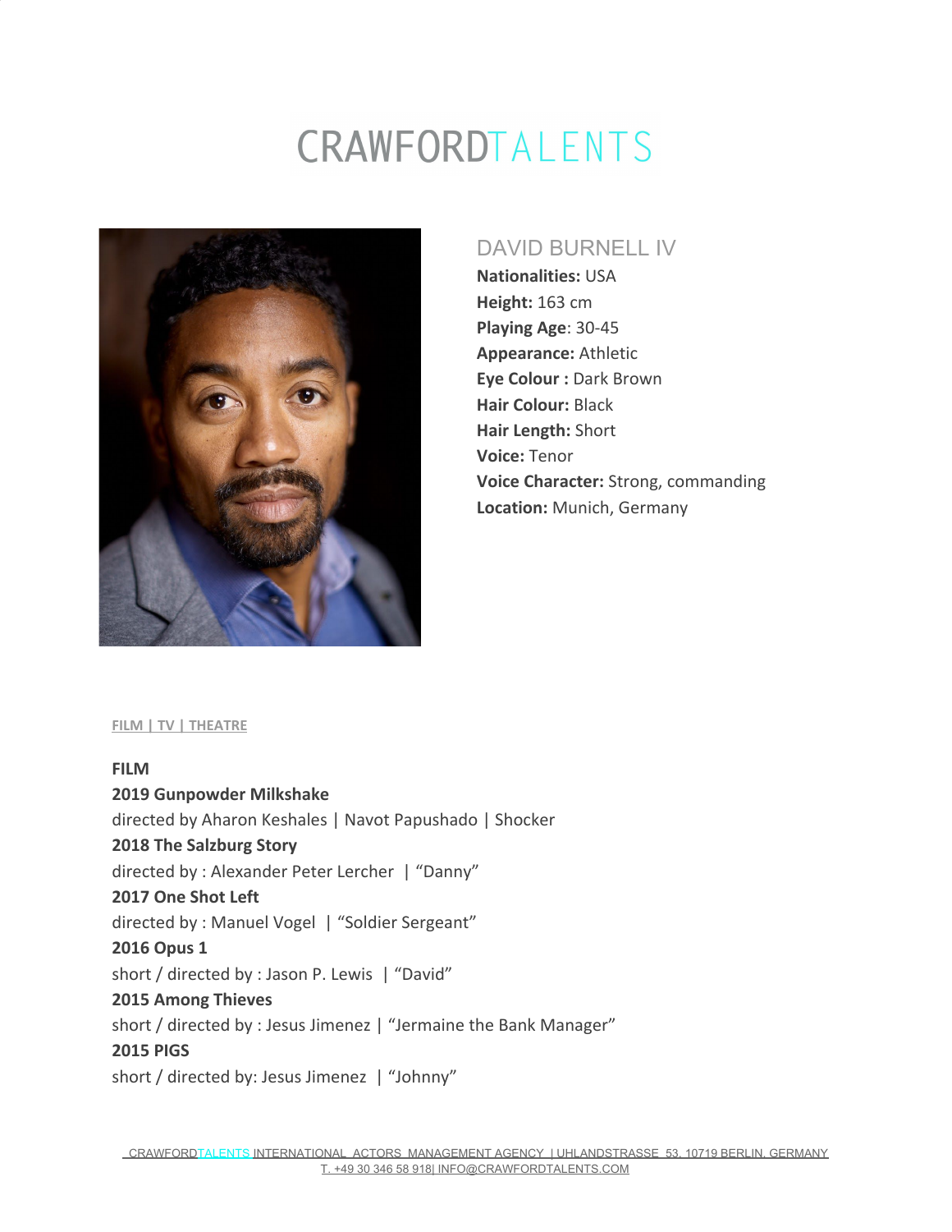# CRAWFORDTALENTS

## DAVID BURNELL IV

**Nationalities:** USA
**Height:** 163 cm
**Playing Age**: 30-45
**Appearance:** Athletic
**Eye Colour :** Dark Brown
**Hair Colour:** Black
**Hair Length:** Short
**Voice:** Tenor
**Voice Character:** Strong, commanding
**Location:** Munich, Germany

**FILM | TV | THEATRE**

**FILM**

**2019 Gunpowder Milkshake**
directed by Aharon Keshales | Navot Papushado | Shocker

**2018 The Salzburg Story**
directed by : Alexander Peter Lercher | "Danny"

**2017 One Shot Left**
directed by : Manuel Vogel | "Soldier Sergeant"

**2016 Opus 1**
short / directed by : Jason P. Lewis | "David"

**2015 Among Thieves**
short / directed by : Jesus Jimenez | "Jermaine the Bank Manager"

**2015 PIGS**
short / directed by: Jesus Jimenez | "Johnny"

CRAWFORDTALENTS INTERNATIONAL ACTORS MANAGEMENT AGENCY | UHLANDSTRASSE 53, 10719 BERLIN, GERMANY
T. +49 30 346 58 918| INFO@CRAWFORDTALENTS.COM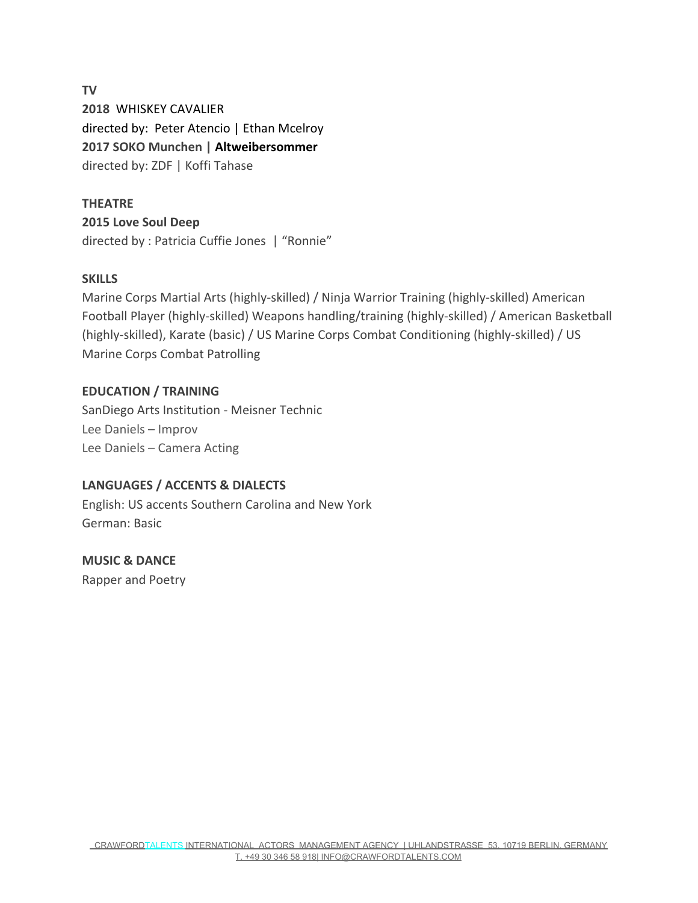**TV**

**2018** WHISKEY CAVALIER

directed by: Peter Atencio | Ethan Mcelroy

**2017 SOKO Munchen | Altweibersommer**

directed by: ZDF | Koffi Tahase

**THEATRE**

**2015 Love Soul Deep**

directed by : Patricia Cuffie Jones | "Ronnie"

**SKILLS**

Marine Corps Martial Arts (highly-skilled) / Ninja Warrior Training (highly-skilled) American Football Player (highly-skilled) Weapons handling/training (highly-skilled) / American Basketball (highly-skilled), Karate (basic) / US Marine Corps Combat Conditioning (highly-skilled) / US Marine Corps Combat Patrolling

**EDUCATION / TRAINING**

SanDiego Arts Institution - Meisner Technic

Lee Daniels – Improv

Lee Daniels – Camera Acting

**LANGUAGES / ACCENTS & DIALECTS**

English: US accents Southern Carolina and New York

German: Basic

**MUSIC & DANCE**

Rapper and Poetry

CRAWFORDTALENTS INTERNATIONAL ACTORS MANAGEMENT AGENCY | UHLANDSTRASSE 53, 10719 BERLIN, GERMANY
T. +49 30 346 58 918| INFO@CRAWFORDTALENTS.COM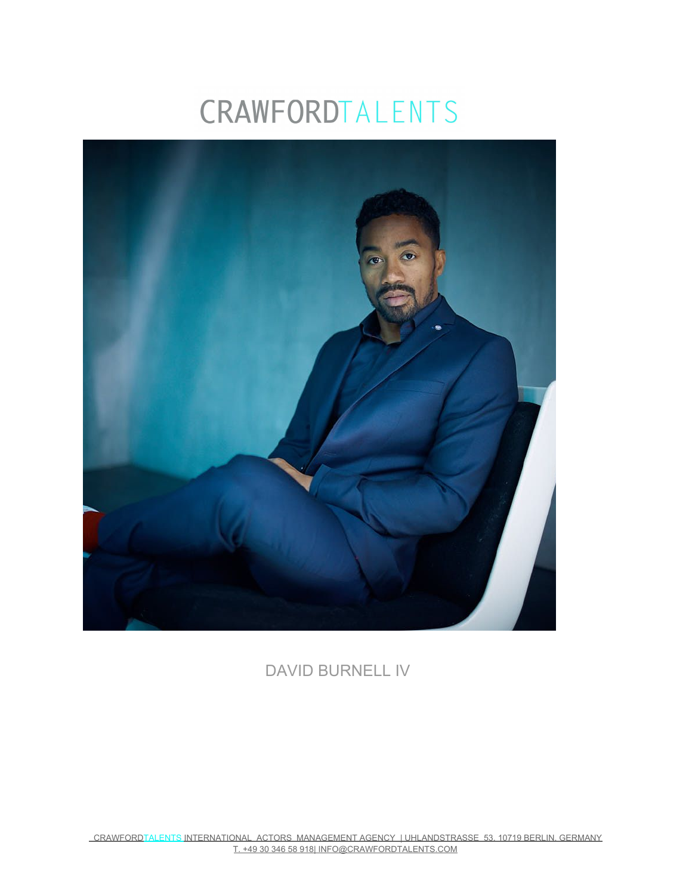CRAWFORDTALENTS

DAVID BURNELL IV

CRAWFORDTALENTS INTERNATIONAL ACTORS MANAGEMENT AGENCY | UHLANDSTRASSE 53, 10719 BERLIN, GERMANY
T. +49 30 346 58 918| INFO@CRAWFORDTALENTS.COM